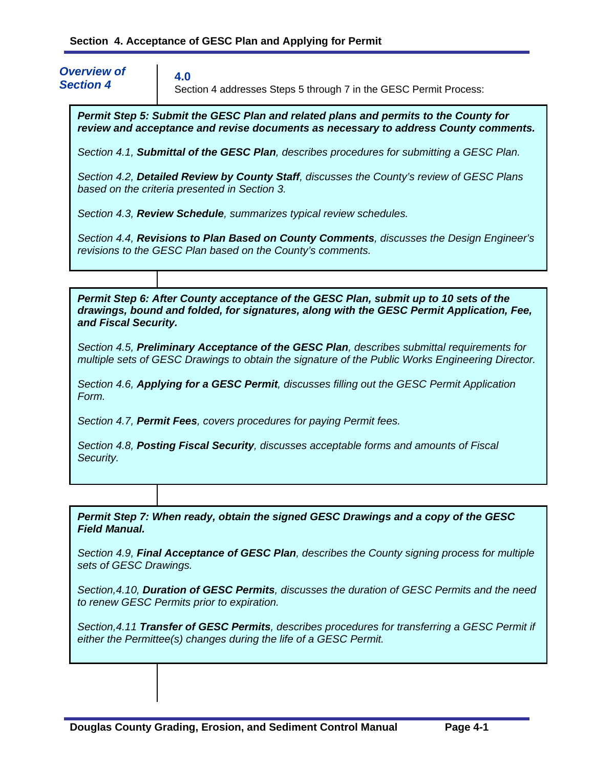# Section 4. Acceptance of GESC Plan and Applying for Permit

## *Overview of Section 4*

### 4.0

Section 4 addresses Steps 5 through 7 in the GESC Permit Process:

***Permit Step 5: Submit the GESC Plan and related plans and permits to the County for review and acceptance and revise documents as necessary to address County comments.***

*Section 4.1, **Submittal of the GESC Plan**, describes procedures for submitting a GESC Plan.*

*Section 4.2, **Detailed Review by County Staff**, discusses the County's review of GESC Plans based on the criteria presented in Section 3.*

*Section 4.3, **Review Schedule**, summarizes typical review schedules.*

*Section 4.4, **Revisions to Plan Based on County Comments**, discusses the Design Engineer's revisions to the GESC Plan based on the County's comments.*

***Permit Step 6: After County acceptance of the GESC Plan, submit up to 10 sets of the drawings, bound and folded, for signatures, along with the GESC Permit Application, Fee, and Fiscal Security.***

*Section 4.5, **Preliminary Acceptance of the GESC Plan**, describes submittal requirements for multiple sets of GESC Drawings to obtain the signature of the Public Works Engineering Director.*

*Section 4.6, **Applying for a GESC Permit**, discusses filling out the GESC Permit Application Form.*

*Section 4.7, **Permit Fees**, covers procedures for paying Permit fees.*

*Section 4.8, **Posting Fiscal Security**, discusses acceptable forms and amounts of Fiscal Security.*

***Permit Step 7: When ready, obtain the signed GESC Drawings and a copy of the GESC Field Manual.***

*Section 4.9, **Final Acceptance of GESC Plan**, describes the County signing process for multiple sets of GESC Drawings.*

*Section,4.10, **Duration of GESC Permits**, discusses the duration of GESC Permits and the need to renew GESC Permits prior to expiration.*

*Section,4.11 **Transfer of GESC Permits**, describes procedures for transferring a GESC Permit if either the Permittee(s) changes during the life of a GESC Permit.*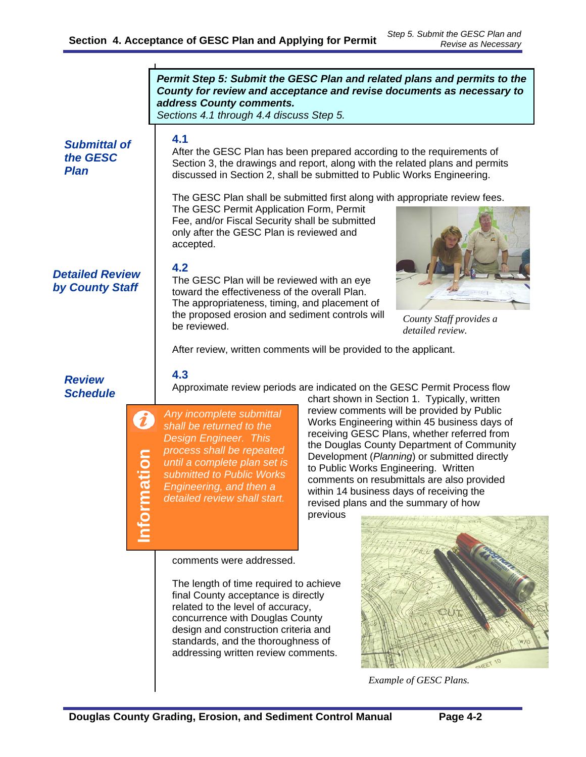**Permit Step 5: Submit the GESC Plan and related plans and permits to the County for review and acceptance and revise documents as necessary to address County comments.**

*Sections 4.1 through 4.4 discuss Step 5.*

## 4.1 Submittal of the GESC Plan

After the GESC Plan has been prepared according to the requirements of Section 3, the drawings and report, along with the related plans and permits discussed in Section 2, shall be submitted to Public Works Engineering.

The GESC Plan shall be submitted first along with appropriate review fees. The GESC Permit Application Form, Permit Fee, and/or Fiscal Security shall be submitted only after the GESC Plan is reviewed and accepted.

## 4.2 Detailed Review by County Staff

The GESC Plan will be reviewed with an eye toward the effectiveness of the overall Plan. The appropriateness, timing, and placement of the proposed erosion and sediment controls will be reviewed.

*County Staff provides a detailed review.*

After review, written comments will be provided to the applicant.

## 4.3 Review Schedule

Approximate review periods are indicated on the GESC Permit Process flow chart shown in Section 1. Typically, written review comments will be provided by Public Works Engineering within 45 business days of receiving GESC Plans, whether referred from the Douglas County Department of Community Development (*Planning*) or submitted directly to Public Works Engineering. Written comments on resubmittals are also provided within 14 business days of receiving the revised plans and the summary of how previous comments were addressed.

> **Information**
>
> *Any incomplete submittal shall be returned to the Design Engineer. This process shall be repeated until a complete plan set is submitted to Public Works Engineering, and then a detailed review shall start.*

The length of time required to achieve final County acceptance is directly related to the level of accuracy, concurrence with Douglas County design and construction criteria and standards, and the thoroughness of addressing written review comments.

*Example of GESC Plans.*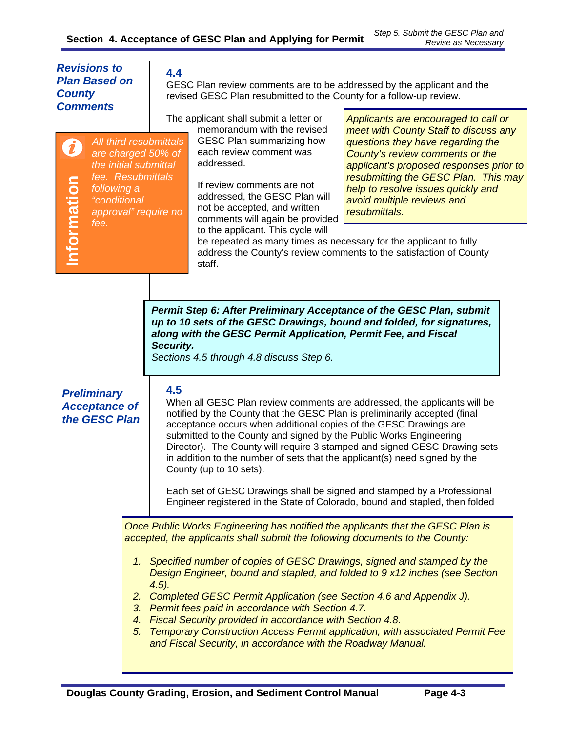## 4.4 Revisions to Plan Based on County Comments

GESC Plan review comments are to be addressed by the applicant and the revised GESC Plan resubmitted to the County for a follow-up review.

> **Information**
>
> *All third resubmittals are charged 50% of the initial submittal fee. Resubmittals following a "conditional approval" require no fee.*

The applicant shall submit a letter or memorandum with the revised GESC Plan summarizing how each review comment was addressed.

> *Applicants are encouraged to call or meet with County Staff to discuss any questions they have regarding the County's review comments or the applicant's proposed responses prior to resubmitting the GESC Plan. This may help to resolve issues quickly and avoid multiple reviews and resubmittals.*

If review comments are not addressed, the GESC Plan will not be accepted, and written comments will again be provided to the applicant. This cycle will be repeated as many times as necessary for the applicant to fully address the County's review comments to the satisfaction of County staff.

> ***Permit Step 6: After Preliminary Acceptance of the GESC Plan, submit up to 10 sets of the GESC Drawings, bound and folded, for signatures, along with the GESC Permit Application, Permit Fee, and Fiscal Security.***
>
> *Sections 4.5 through 4.8 discuss Step 6.*

## 4.5 Preliminary Acceptance of the GESC Plan

When all GESC Plan review comments are addressed, the applicants will be notified by the County that the GESC Plan is preliminarily accepted (final acceptance occurs when additional copies of the GESC Drawings are submitted to the County and signed by the Public Works Engineering Director). The County will require 3 stamped and signed GESC Drawing sets in addition to the number of sets that the applicant(s) need signed by the County (up to 10 sets).

Each set of GESC Drawings shall be signed and stamped by a Professional Engineer registered in the State of Colorado, bound and stapled, then folded

> *Once Public Works Engineering has notified the applicants that the GESC Plan is accepted, the applicants shall submit the following documents to the County:*
>
> 1. *Specified number of copies of GESC Drawings, signed and stamped by the Design Engineer, bound and stapled, and folded to 9 x12 inches (see Section 4.5).*
> 2. *Completed GESC Permit Application (see Section 4.6 and Appendix J).*
> 3. *Permit fees paid in accordance with Section 4.7.*
> 4. *Fiscal Security provided in accordance with Section 4.8.*
> 5. *Temporary Construction Access Permit application, with associated Permit Fee and Fiscal Security, in accordance with the Roadway Manual.*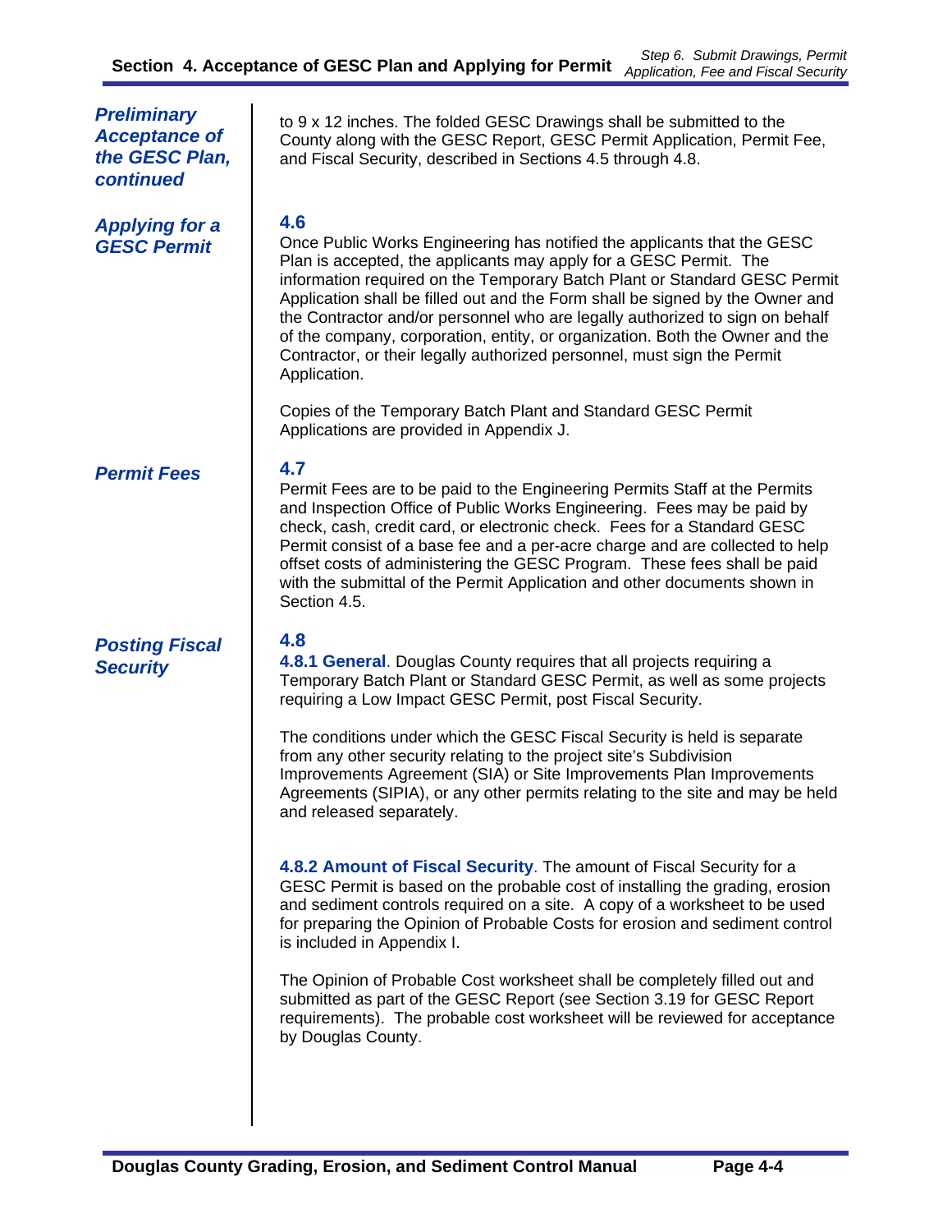*Preliminary Acceptance of the GESC Plan, continued*

to 9 x 12 inches. The folded GESC Drawings shall be submitted to the County along with the GESC Report, GESC Permit Application, Permit Fee, and Fiscal Security, described in Sections 4.5 through 4.8.

## 4.6 *Applying for a GESC Permit*

Once Public Works Engineering has notified the applicants that the GESC Plan is accepted, the applicants may apply for a GESC Permit. The information required on the Temporary Batch Plant or Standard GESC Permit Application shall be filled out and the Form shall be signed by the Owner and the Contractor and/or personnel who are legally authorized to sign on behalf of the company, corporation, entity, or organization. Both the Owner and the Contractor, or their legally authorized personnel, must sign the Permit Application.

Copies of the Temporary Batch Plant and Standard GESC Permit Applications are provided in Appendix J.

## 4.7 *Permit Fees*

Permit Fees are to be paid to the Engineering Permits Staff at the Permits and Inspection Office of Public Works Engineering. Fees may be paid by check, cash, credit card, or electronic check. Fees for a Standard GESC Permit consist of a base fee and a per-acre charge and are collected to help offset costs of administering the GESC Program. These fees shall be paid with the submittal of the Permit Application and other documents shown in Section 4.5.

## 4.8 *Posting Fiscal Security*

**4.8.1 General**. Douglas County requires that all projects requiring a Temporary Batch Plant or Standard GESC Permit, as well as some projects requiring a Low Impact GESC Permit, post Fiscal Security.

The conditions under which the GESC Fiscal Security is held is separate from any other security relating to the project site's Subdivision Improvements Agreement (SIA) or Site Improvements Plan Improvements Agreements (SIPIA), or any other permits relating to the site and may be held and released separately.

**4.8.2 Amount of Fiscal Security**. The amount of Fiscal Security for a GESC Permit is based on the probable cost of installing the grading, erosion and sediment controls required on a site. A copy of a worksheet to be used for preparing the Opinion of Probable Costs for erosion and sediment control is included in Appendix I.

The Opinion of Probable Cost worksheet shall be completely filled out and submitted as part of the GESC Report (see Section 3.19 for GESC Report requirements). The probable cost worksheet will be reviewed for acceptance by Douglas County.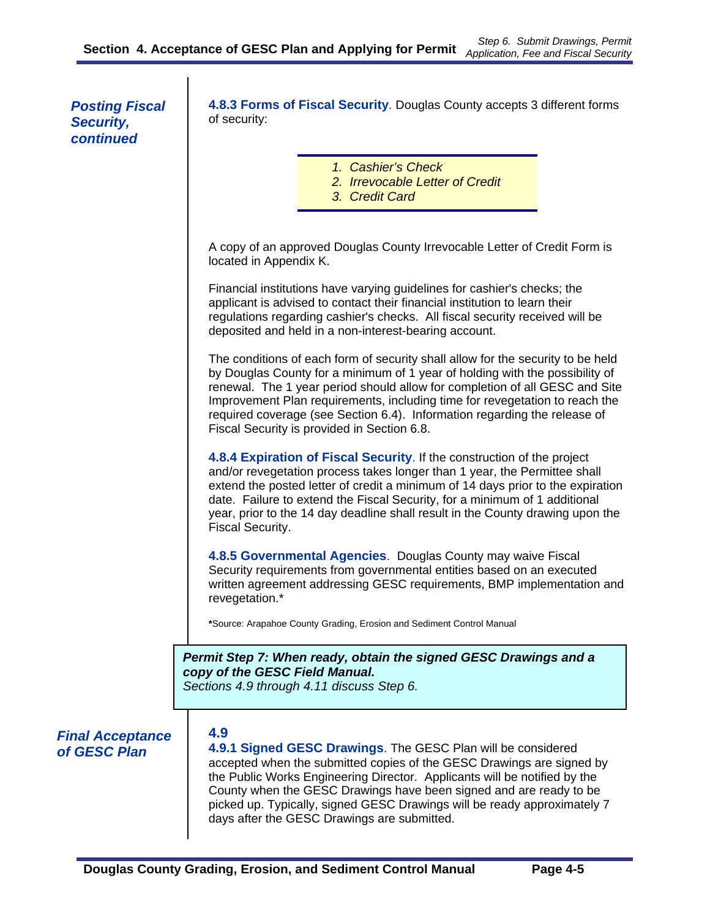*Posting Fiscal Security, continued*

**4.8.3 Forms of Fiscal Security**. Douglas County accepts 3 different forms of security:

1. *Cashier's Check*
2. *Irrevocable Letter of Credit*
3. *Credit Card*

A copy of an approved Douglas County Irrevocable Letter of Credit Form is located in Appendix K.

Financial institutions have varying guidelines for cashier's checks; the applicant is advised to contact their financial institution to learn their regulations regarding cashier's checks. All fiscal security received will be deposited and held in a non-interest-bearing account.

The conditions of each form of security shall allow for the security to be held by Douglas County for a minimum of 1 year of holding with the possibility of renewal. The 1 year period should allow for completion of all GESC and Site Improvement Plan requirements, including time for revegetation to reach the required coverage (see Section 6.4). Information regarding the release of Fiscal Security is provided in Section 6.8.

**4.8.4 Expiration of Fiscal Security**. If the construction of the project and/or revegetation process takes longer than 1 year, the Permittee shall extend the posted letter of credit a minimum of 14 days prior to the expiration date. Failure to extend the Fiscal Security, for a minimum of 1 additional year, prior to the 14 day deadline shall result in the County drawing upon the Fiscal Security.

**4.8.5 Governmental Agencies**. Douglas County may waive Fiscal Security requirements from governmental entities based on an executed written agreement addressing GESC requirements, BMP implementation and revegetation.*

**\***Source: Arapahoe County Grading, Erosion and Sediment Control Manual

***Permit Step 7: When ready, obtain the signed GESC Drawings and a copy of the GESC Field Manual.***
*Sections 4.9 through 4.11 discuss Step 6.*

*Final Acceptance of GESC Plan*

## 4.9

**4.9.1 Signed GESC Drawings**. The GESC Plan will be considered accepted when the submitted copies of the GESC Drawings are signed by the Public Works Engineering Director. Applicants will be notified by the County when the GESC Drawings have been signed and are ready to be picked up. Typically, signed GESC Drawings will be ready approximately 7 days after the GESC Drawings are submitted.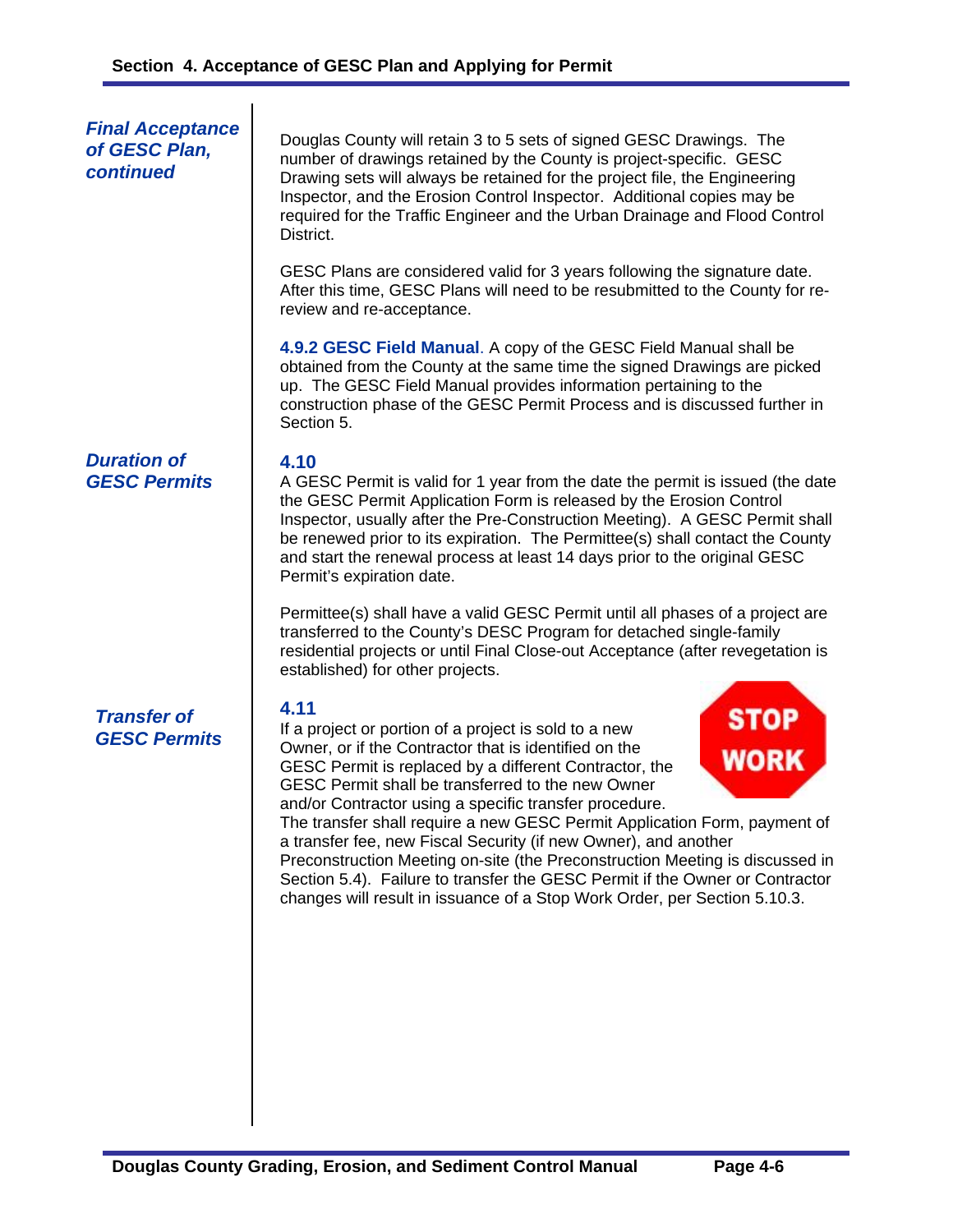### *Final Acceptance of GESC Plan, continued*

Douglas County will retain 3 to 5 sets of signed GESC Drawings. The number of drawings retained by the County is project-specific. GESC Drawing sets will always be retained for the project file, the Engineering Inspector, and the Erosion Control Inspector. Additional copies may be required for the Traffic Engineer and the Urban Drainage and Flood Control District.

GESC Plans are considered valid for 3 years following the signature date. After this time, GESC Plans will need to be resubmitted to the County for re-review and re-acceptance.

**4.9.2 GESC Field Manual**. A copy of the GESC Field Manual shall be obtained from the County at the same time the signed Drawings are picked up. The GESC Field Manual provides information pertaining to the construction phase of the GESC Permit Process and is discussed further in Section 5.

### *Duration of GESC Permits*

**4.10**

A GESC Permit is valid for 1 year from the date the permit is issued (the date the GESC Permit Application Form is released by the Erosion Control Inspector, usually after the Pre-Construction Meeting). A GESC Permit shall be renewed prior to its expiration. The Permittee(s) shall contact the County and start the renewal process at least 14 days prior to the original GESC Permit's expiration date.

Permittee(s) shall have a valid GESC Permit until all phases of a project are transferred to the County's DESC Program for detached single-family residential projects or until Final Close-out Acceptance (after revegetation is established) for other projects.

### *Transfer of GESC Permits*

**4.11**

STOP WORK

If a project or portion of a project is sold to a new Owner, or if the Contractor that is identified on the GESC Permit is replaced by a different Contractor, the GESC Permit shall be transferred to the new Owner and/or Contractor using a specific transfer procedure. The transfer shall require a new GESC Permit Application Form, payment of a transfer fee, new Fiscal Security (if new Owner), and another Preconstruction Meeting on-site (the Preconstruction Meeting is discussed in Section 5.4). Failure to transfer the GESC Permit if the Owner or Contractor changes will result in issuance of a Stop Work Order, per Section 5.10.3.